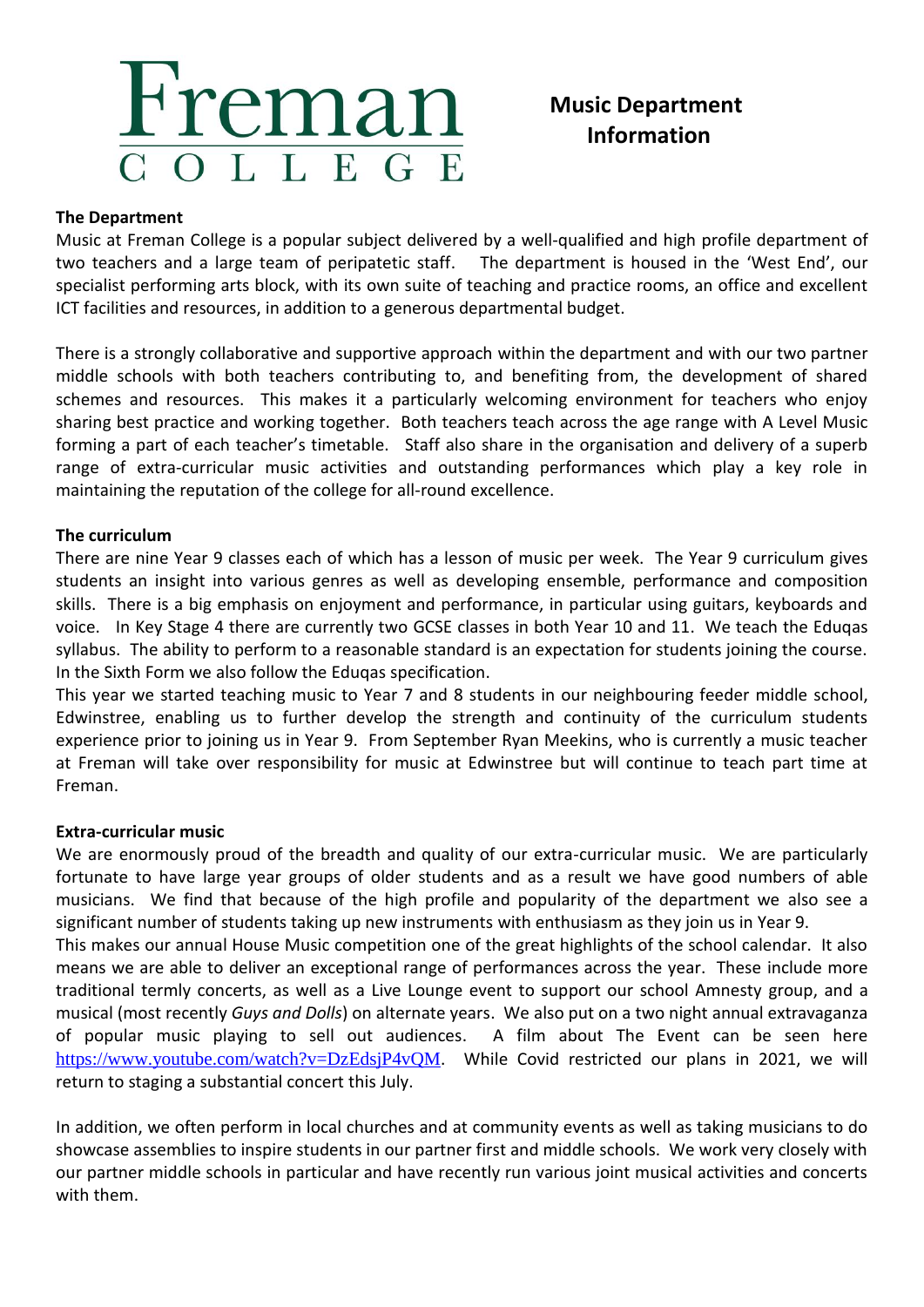# Freman College

## Music Department Information

### The Department

Music at Freman College is a popular subject delivered by a well-qualified and high profile department of two teachers and a large team of peripatetic staff. The department is housed in the 'West End', our specialist performing arts block, with its own suite of teaching and practice rooms, an office and excellent ICT facilities and resources, in addition to a generous departmental budget.

There is a strongly collaborative and supportive approach within the department and with our two partner middle schools with both teachers contributing to, and benefiting from, the development of shared schemes and resources. This makes it a particularly welcoming environment for teachers who enjoy sharing best practice and working together. Both teachers teach across the age range with A Level Music forming a part of each teacher's timetable. Staff also share in the organisation and delivery of a superb range of extra-curricular music activities and outstanding performances which play a key role in maintaining the reputation of the college for all-round excellence.

### The curriculum

There are nine Year 9 classes each of which has a lesson of music per week. The Year 9 curriculum gives students an insight into various genres as well as developing ensemble, performance and composition skills. There is a big emphasis on enjoyment and performance, in particular using guitars, keyboards and voice. In Key Stage 4 there are currently two GCSE classes in both Year 10 and 11. We teach the Eduqas syllabus. The ability to perform to a reasonable standard is an expectation for students joining the course. In the Sixth Form we also follow the Eduqas specification.

This year we started teaching music to Year 7 and 8 students in our neighbouring feeder middle school, Edwinstree, enabling us to further develop the strength and continuity of the curriculum students experience prior to joining us in Year 9. From September Ryan Meekins, who is currently a music teacher at Freman will take over responsibility for music at Edwinstree but will continue to teach part time at Freman.

### Extra-curricular music

We are enormously proud of the breadth and quality of our extra-curricular music. We are particularly fortunate to have large year groups of older students and as a result we have good numbers of able musicians. We find that because of the high profile and popularity of the department we also see a significant number of students taking up new instruments with enthusiasm as they join us in Year 9.

This makes our annual House Music competition one of the great highlights of the school calendar. It also means we are able to deliver an exceptional range of performances across the year. These include more traditional termly concerts, as well as a Live Lounge event to support our school Amnesty group, and a musical (most recently *Guys and Dolls*) on alternate years. We also put on a two night annual extravaganza of popular music playing to sell out audiences. A film about The Event can be seen here https://www.youtube.com/watch?v=DzEdsjP4vQM. While Covid restricted our plans in 2021, we will return to staging a substantial concert this July.

In addition, we often perform in local churches and at community events as well as taking musicians to do showcase assemblies to inspire students in our partner first and middle schools. We work very closely with our partner middle schools in particular and have recently run various joint musical activities and concerts with them.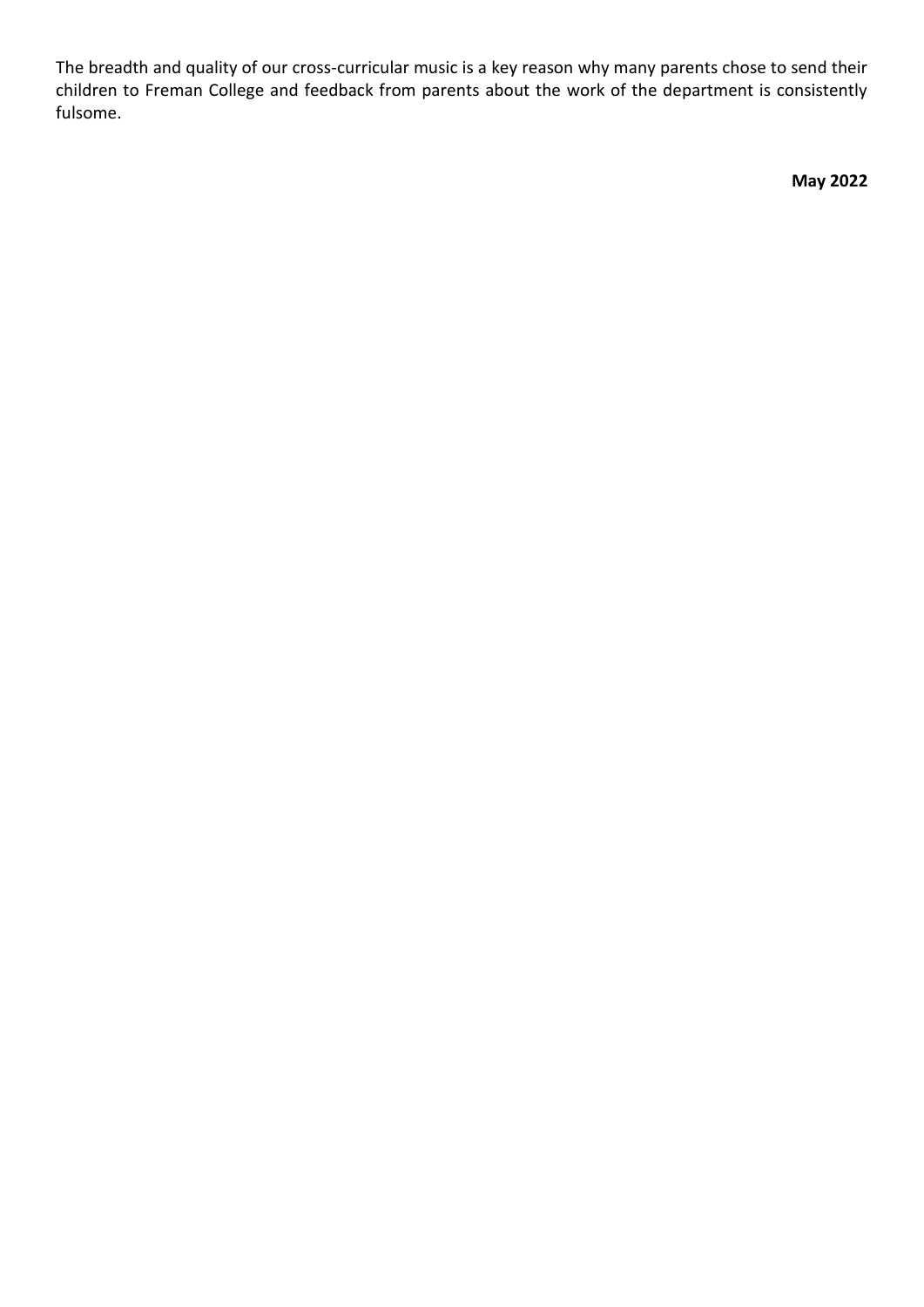The breadth and quality of our cross-curricular music is a key reason why many parents chose to send their children to Freman College and feedback from parents about the work of the department is consistently fulsome.

**May 2022**